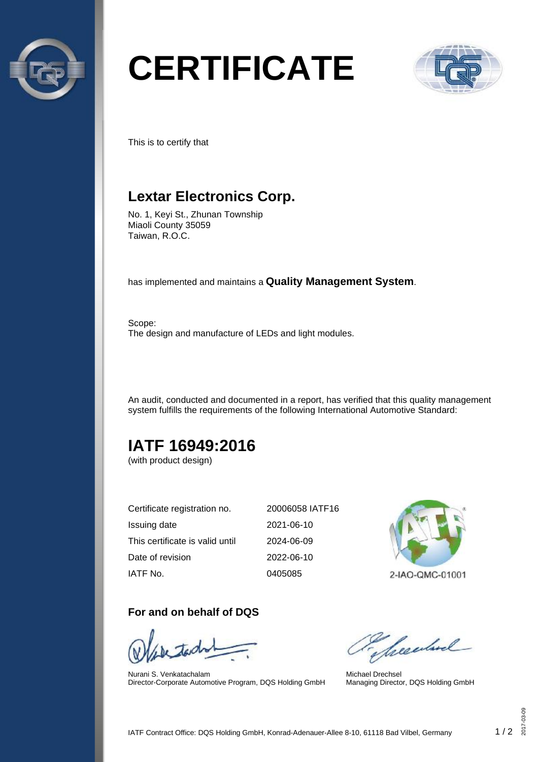# CERTIFICATE

This is to certify that

## Lextar Electronics Corp.

No. 1, Keyi St., Zhunan Township
Miaoli County 35059
Taiwan, R.O.C.

has implemented and maintains a **Quality Management System**.

Scope:
The design and manufacture of LEDs and light modules.

An audit, conducted and documented in a report, has verified that this quality management system fulfills the requirements of the following International Automotive Standard:

## IATF 16949:2016

(with product design)

| | |
|---|---|
| Certificate registration no. | 20006058 IATF16 |
| Issuing date | 2021-06-10 |
| This certificate is valid until | 2024-06-09 |
| Date of revision | 2022-06-10 |
| IATF No. | 0405085 |

2-IAO-QMC-01001

### For and on behalf of DQS

Nurani S. Venkatachalam
Director-Corporate Automotive Program, DQS Holding GmbH

Michael Drechsel
Managing Director, DQS Holding GmbH

IATF Contract Office: DQS Holding GmbH, Konrad-Adenauer-Allee 8-10, 61118 Bad Vilbel, Germany

2017-03-09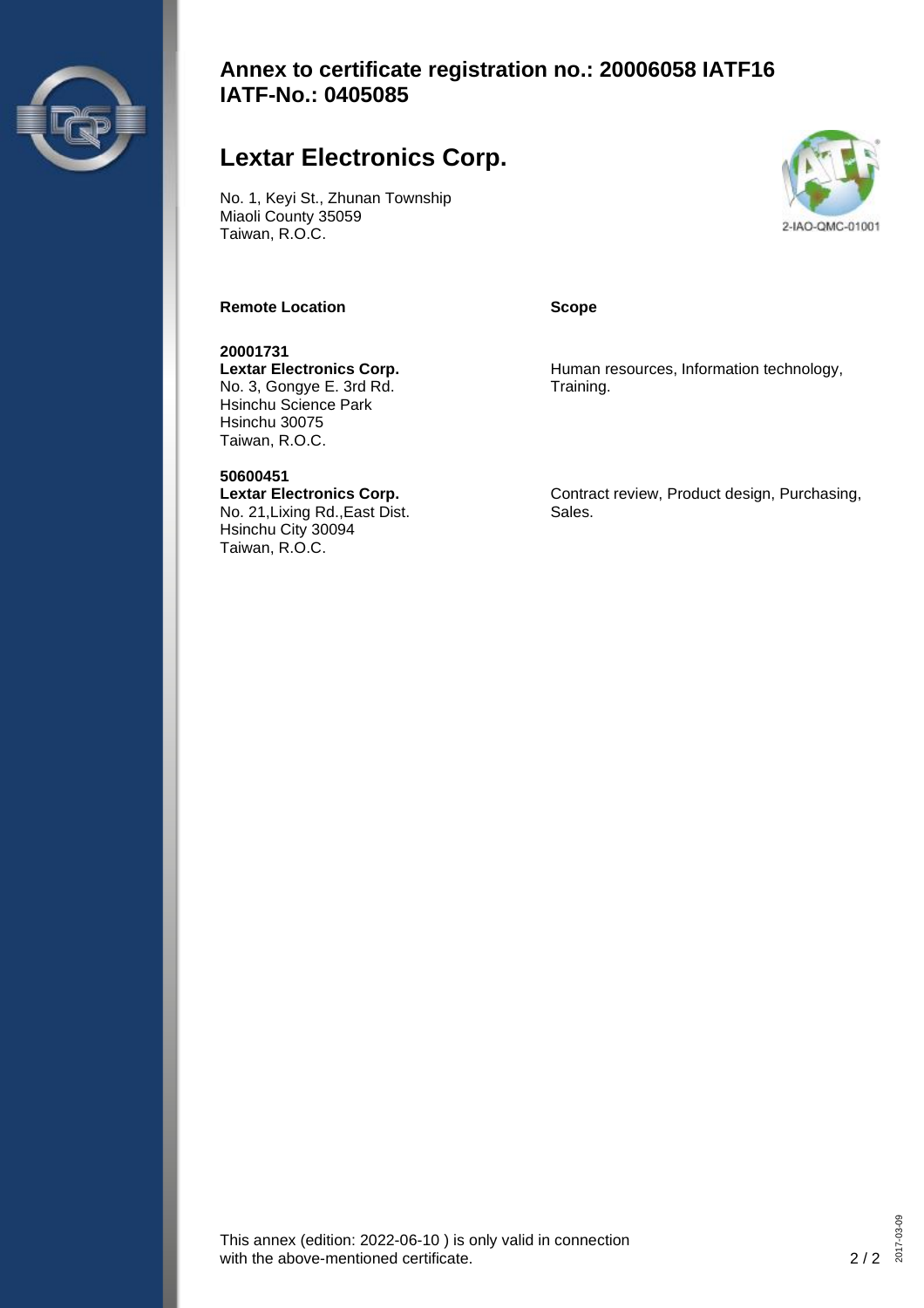## Annex to certificate registration no.: 20006058 IATF16
## IATF-No.: 0405085

# Lextar Electronics Corp.

No. 1, Keyi St., Zhunan Township
Miaoli County 35059
Taiwan, R.O.C.

2-IAO-QMC-01001

| Remote Location | Scope |
|---|---|
| **20001731**<br>**Lextar Electronics Corp.**<br>No. 3, Gongye E. 3rd Rd.<br>Hsinchu Science Park<br>Hsinchu 30075<br>Taiwan, R.O.C. | Human resources, Information technology, Training. |
| **50600451**<br>**Lextar Electronics Corp.**<br>No. 21,Lixing Rd.,East Dist.<br>Hsinchu City 30094<br>Taiwan, R.O.C. | Contract review, Product design, Purchasing, Sales. |

This annex (edition: 2022-06-10 ) is only valid in connection with the above-mentioned certificate.